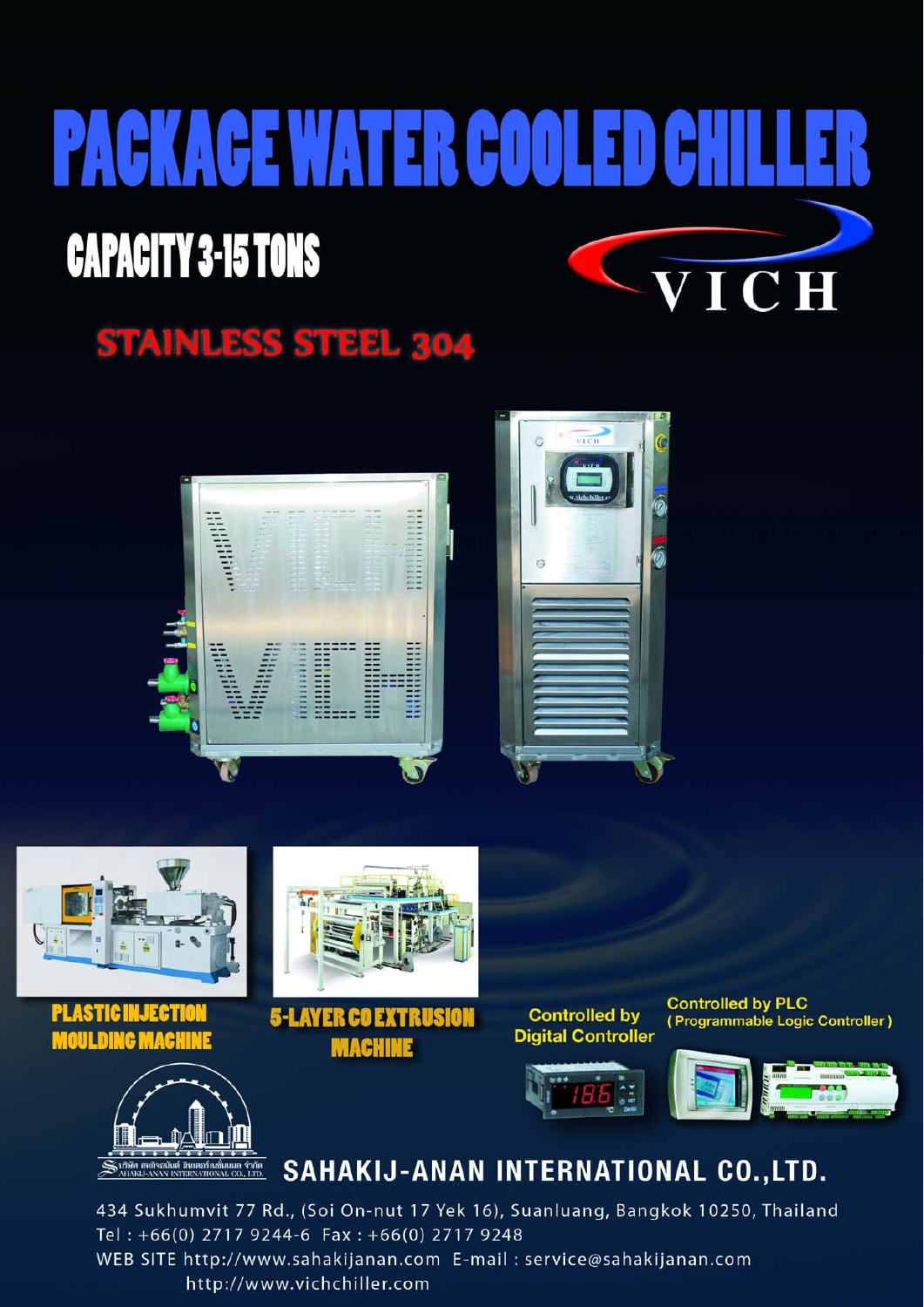# PACKAGE WATER COOLED CHILLER

## CAPACITY 3-15 TONS

VICH

## STAINLESS STEEL 304

**PLASTIC INJECTION MOULDING MACHINE**

**5-LAYER CO EXTRUSION MACHINE**

**Controlled by Digital Controller**

**Controlled by PLC (Programmable Logic Controller)**

## SAHAKIJ-ANAN INTERNATIONAL CO.,LTD.

434 Sukhumvit 77 Rd., (Soi On-nut 17 Yek 16), Suanluang, Bangkok 10250, Thailand
Tel : +66(0) 2717 9244-6 Fax : +66(0) 2717 9248
WEB SITE http://www.sahakijanan.com E-mail : service@sahakijanan.com
http://www.vichchiller.com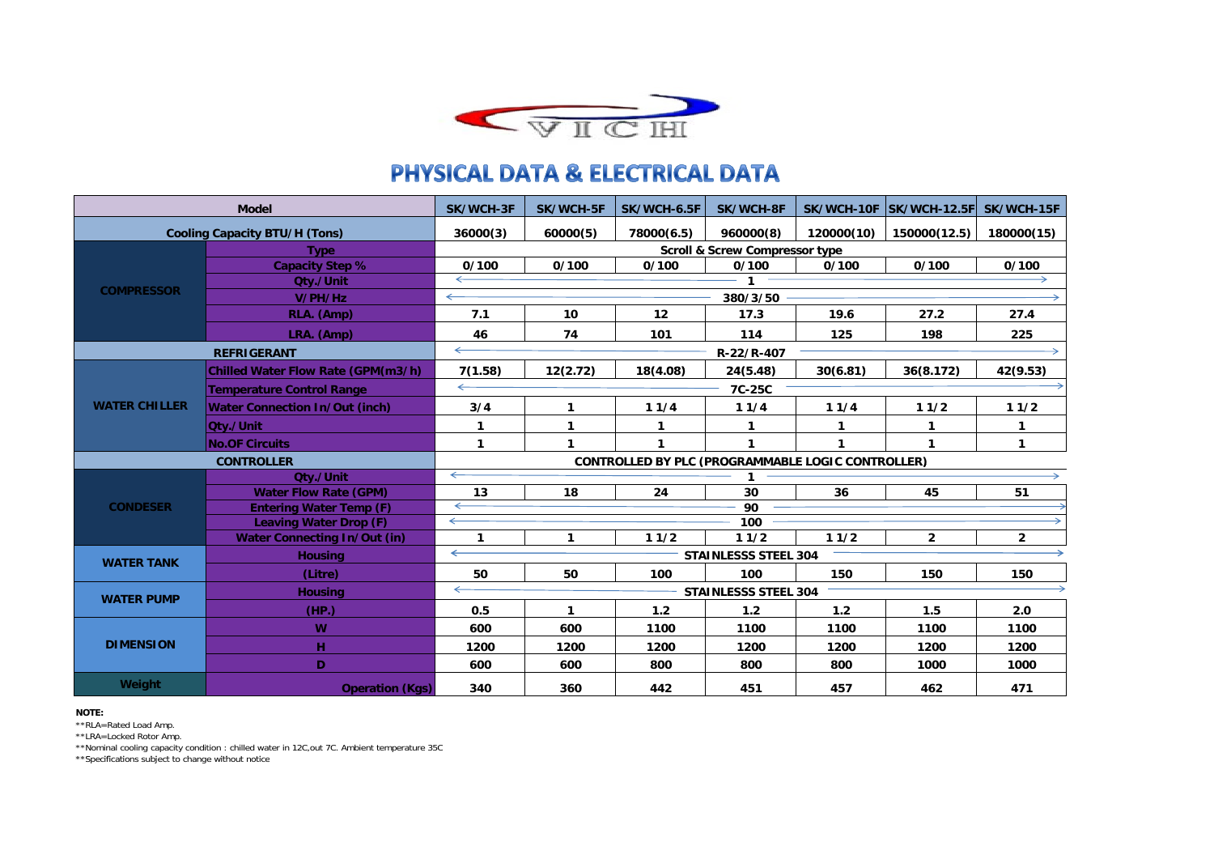VICH

# PHYSICAL DATA & ELECTRICAL DATA

| Model | | SK/WCH-3F | SK/WCH-5F | SK/WCH-6.5F | SK/WCH-8F | SK/WCH-10F | SK/WCH-12.5F | SK/WCH-15F |
|---|---|---|---|---|---|---|---|---|
| Cooling Capacity BTU/H (Tons) | | 36000(3) | 60000(5) | 78000(6.5) | 960000(8) | 120000(10) | 150000(12.5) | 180000(15) |
| COMPRESSOR | Type | Scroll & Screw Compressor type | | | | | | |
| | Capacity Step % | 0/100 | 0/100 | 0/100 | 0/100 | 0/100 | 0/100 | 0/100 |
| | Qty./Unit | 1 | | | | | | |
| | V/PH/Hz | 380/3/50 | | | | | | |
| | RLA. (Amp) | 7.1 | 10 | 12 | 17.3 | 19.6 | 27.2 | 27.4 |
| | LRA. (Amp) | 46 | 74 | 101 | 114 | 125 | 198 | 225 |
| REFRIGERANT | | R-22/R-407 | | | | | | |
| WATER CHILLER | Chilled Water Flow Rate (GPM(m3/h) | 7(1.58) | 12(2.72) | 18(4.08) | 24(5.48) | 30(6.81) | 36(8.172) | 42(9.53) |
| | Temperature Control Range | 7C-25C | | | | | | |
| | Water Connection In/Out (inch) | 3/4 | 1 | 1 1/4 | 1 1/4 | 1 1/4 | 1 1/2 | 1 1/2 |
| | Qty./Unit | 1 | 1 | 1 | 1 | 1 | 1 | 1 |
| | No.OF Circuits | 1 | 1 | 1 | 1 | 1 | 1 | 1 |
| CONTROLLER | | CONTROLLED BY PLC (PROGRAMMABLE LOGIC CONTROLLER) | | | | | | |
| CONDESER | Qty./Unit | 1 | | | | | | |
| | Water Flow Rate (GPM) | 13 | 18 | 24 | 30 | 36 | 45 | 51 |
| | Entering Water Temp (F) | 90 | | | | | | |
| | Leaving Water Drop (F) | 100 | | | | | | |
| | Water Connecting In/Out (in) | 1 | 1 | 1 1/2 | 1 1/2 | 1 1/2 | 2 | 2 |
| WATER TANK | Housing | STAINLESSS STEEL 304 | | | | | | |
| | (Litre) | 50 | 50 | 100 | 100 | 150 | 150 | 150 |
| WATER PUMP | Housing | STAINLESSS STEEL 304 | | | | | | |
| | (HP.) | 0.5 | 1 | 1.2 | 1.2 | 1.2 | 1.5 | 2.0 |
| DIMENSION | W | 600 | 600 | 1100 | 1100 | 1100 | 1100 | 1100 |
| | H | 1200 | 1200 | 1200 | 1200 | 1200 | 1200 | 1200 |
| | D | 600 | 600 | 800 | 800 | 800 | 1000 | 1000 |
| Weight | Operation (Kgs) | 340 | 360 | 442 | 451 | 457 | 462 | 471 |

**NOTE:**

**RLA=Rated Load Amp.

**LRA=Locked Rotor Amp.

**Nominal cooling capacity condition : chilled water in 12C,out 7C. Ambient temperature 35C

**Specifications subject to change without notice